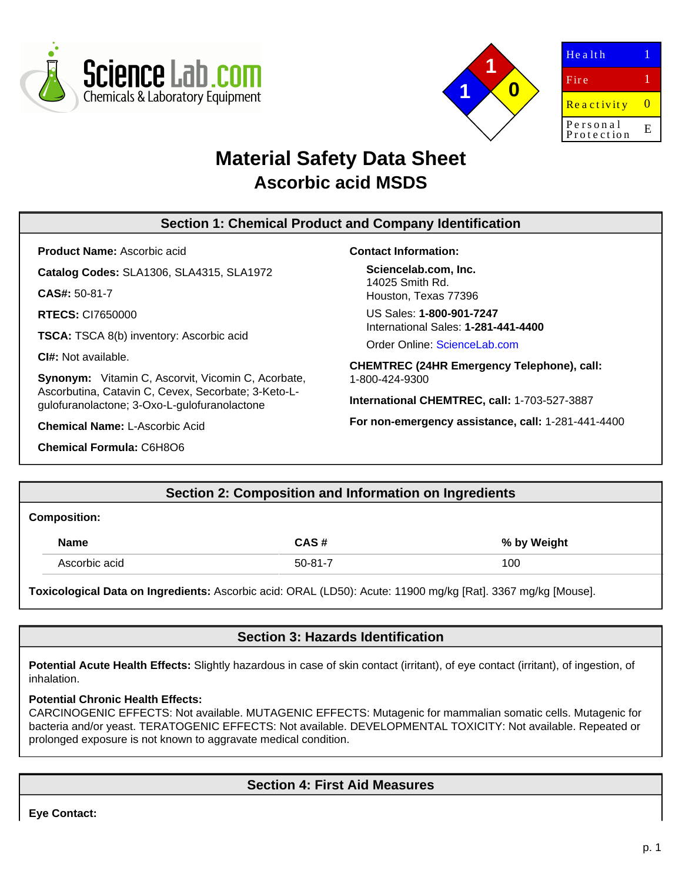ScienceLab.com
Chemicals & Laboratory Equipment

| Health | 1 |
|---|---|
| Fire | 1 |
| Reactivity | 0 |
| Personal Protection | E |

# Material Safety Data Sheet
## Ascorbic acid MSDS

## Section 1: Chemical Product and Company Identification

**Product Name:** Ascorbic acid

**Catalog Codes:** SLA1306, SLA4315, SLA1972

**CAS#:** 50-81-7

**RTECS:** CI7650000

**TSCA:** TSCA 8(b) inventory: Ascorbic acid

**CI#:** Not available.

**Synonym:** Vitamin C, Ascorvit, Vicomin C, Acorbate, Ascorbutina, Catavin C, Cevex, Secorbate; 3-Keto-L-gulofuranolactone; 3-Oxo-L-gulofuranolactone

**Chemical Name:** L-Ascorbic Acid

**Chemical Formula:** $C_6H_8O_6$

**Contact Information:**

**Sciencelab.com, Inc.**
14025 Smith Rd.
Houston, Texas 77396

US Sales: **1-800-901-7247**
International Sales: **1-281-441-4400**

Order Online: ScienceLab.com

**CHEMTREC (24HR Emergency Telephone), call:**
1-800-424-9300

**International CHEMTREC, call:** 1-703-527-3887

**For non-emergency assistance, call:** 1-281-441-4400

## Section 2: Composition and Information on Ingredients

**Composition:**

| Name | CAS # | % by Weight |
|---|---|---|
| Ascorbic acid | 50-81-7 | 100 |

**Toxicological Data on Ingredients:** Ascorbic acid: ORAL (LD50): Acute: 11900 mg/kg [Rat]. 3367 mg/kg [Mouse].

## Section 3: Hazards Identification

**Potential Acute Health Effects:** Slightly hazardous in case of skin contact (irritant), of eye contact (irritant), of ingestion, of inhalation.

**Potential Chronic Health Effects:**
CARCINOGENIC EFFECTS: Not available. MUTAGENIC EFFECTS: Mutagenic for mammalian somatic cells. Mutagenic for bacteria and/or yeast. TERATOGENIC EFFECTS: Not available. DEVELOPMENTAL TOXICITY: Not available. Repeated or prolonged exposure is not known to aggravate medical condition.

## Section 4: First Aid Measures

**Eye Contact:**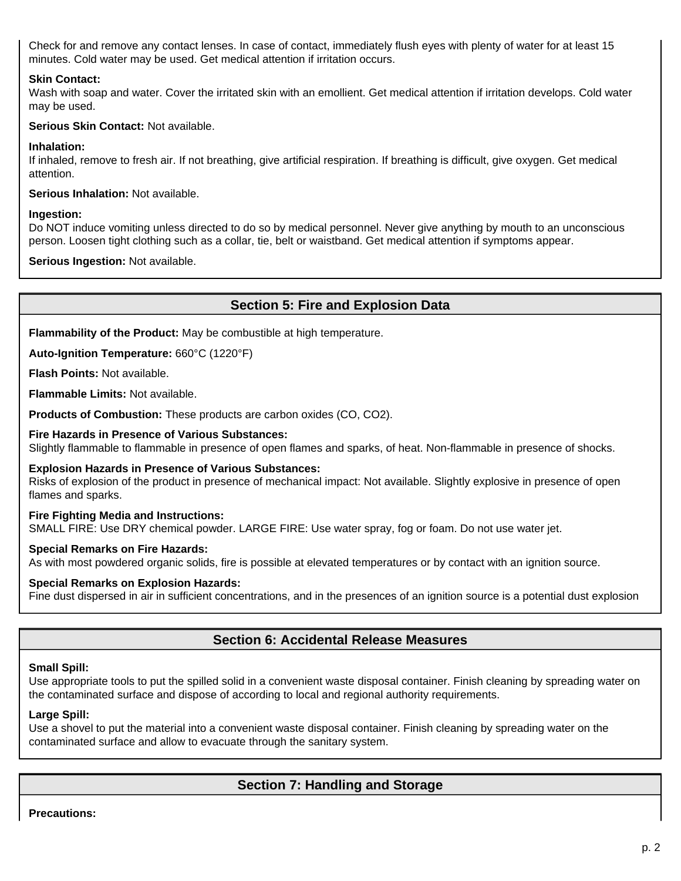Check for and remove any contact lenses. In case of contact, immediately flush eyes with plenty of water for at least 15 minutes. Cold water may be used. Get medical attention if irritation occurs.

**Skin Contact:**
Wash with soap and water. Cover the irritated skin with an emollient. Get medical attention if irritation develops. Cold water may be used.

**Serious Skin Contact:** Not available.

**Inhalation:**
If inhaled, remove to fresh air. If not breathing, give artificial respiration. If breathing is difficult, give oxygen. Get medical attention.

**Serious Inhalation:** Not available.

**Ingestion:**
Do NOT induce vomiting unless directed to do so by medical personnel. Never give anything by mouth to an unconscious person. Loosen tight clothing such as a collar, tie, belt or waistband. Get medical attention if symptoms appear.

**Serious Ingestion:** Not available.

## Section 5: Fire and Explosion Data

**Flammability of the Product:** May be combustible at high temperature.

**Auto-Ignition Temperature:** 660°C (1220°F)

**Flash Points:** Not available.

**Flammable Limits:** Not available.

**Products of Combustion:** These products are carbon oxides (CO, $CO_2$).

**Fire Hazards in Presence of Various Substances:**
Slightly flammable to flammable in presence of open flames and sparks, of heat. Non-flammable in presence of shocks.

**Explosion Hazards in Presence of Various Substances:**
Risks of explosion of the product in presence of mechanical impact: Not available. Slightly explosive in presence of open flames and sparks.

**Fire Fighting Media and Instructions:**
SMALL FIRE: Use DRY chemical powder. LARGE FIRE: Use water spray, fog or foam. Do not use water jet.

**Special Remarks on Fire Hazards:**
As with most powdered organic solids, fire is possible at elevated temperatures or by contact with an ignition source.

**Special Remarks on Explosion Hazards:**
Fine dust dispersed in air in sufficient concentrations, and in the presences of an ignition source is a potential dust explosion

## Section 6: Accidental Release Measures

**Small Spill:**
Use appropriate tools to put the spilled solid in a convenient waste disposal container. Finish cleaning by spreading water on the contaminated surface and dispose of according to local and regional authority requirements.

**Large Spill:**
Use a shovel to put the material into a convenient waste disposal container. Finish cleaning by spreading water on the contaminated surface and allow to evacuate through the sanitary system.

## Section 7: Handling and Storage

**Precautions:**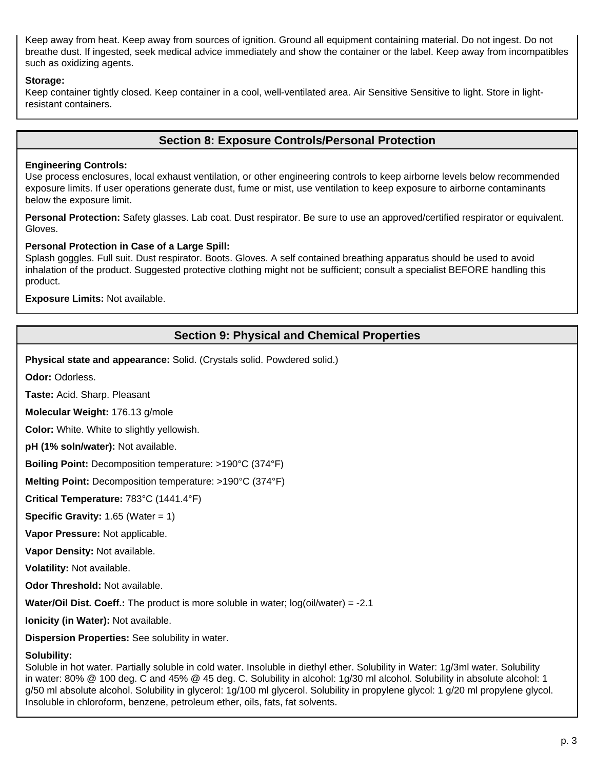Keep away from heat. Keep away from sources of ignition. Ground all equipment containing material. Do not ingest. Do not breathe dust. If ingested, seek medical advice immediately and show the container or the label. Keep away from incompatibles such as oxidizing agents.

**Storage:**
Keep container tightly closed. Keep container in a cool, well-ventilated area. Air Sensitive Sensitive to light. Store in light-resistant containers.

## Section 8: Exposure Controls/Personal Protection

**Engineering Controls:**
Use process enclosures, local exhaust ventilation, or other engineering controls to keep airborne levels below recommended exposure limits. If user operations generate dust, fume or mist, use ventilation to keep exposure to airborne contaminants below the exposure limit.

**Personal Protection:** Safety glasses. Lab coat. Dust respirator. Be sure to use an approved/certified respirator or equivalent. Gloves.

**Personal Protection in Case of a Large Spill:**
Splash goggles. Full suit. Dust respirator. Boots. Gloves. A self contained breathing apparatus should be used to avoid inhalation of the product. Suggested protective clothing might not be sufficient; consult a specialist BEFORE handling this product.

**Exposure Limits:** Not available.

## Section 9: Physical and Chemical Properties

**Physical state and appearance:** Solid. (Crystals solid. Powdered solid.)

**Odor:** Odorless.

**Taste:** Acid. Sharp. Pleasant

**Molecular Weight:** 176.13 g/mole

**Color:** White. White to slightly yellowish.

**pH (1% soln/water):** Not available.

**Boiling Point:** Decomposition temperature: >190°C (374°F)

**Melting Point:** Decomposition temperature: >190°C (374°F)

**Critical Temperature:** 783°C (1441.4°F)

**Specific Gravity:** 1.65 (Water = 1)

**Vapor Pressure:** Not applicable.

**Vapor Density:** Not available.

**Volatility:** Not available.

**Odor Threshold:** Not available.

**Water/Oil Dist. Coeff.:** The product is more soluble in water; log(oil/water) = -2.1

**Ionicity (in Water):** Not available.

**Dispersion Properties:** See solubility in water.

**Solubility:**
Soluble in hot water. Partially soluble in cold water. Insoluble in diethyl ether. Solubility in Water: 1g/3ml water. Solubility in water: 80% @ 100 deg. C and 45% @ 45 deg. C. Solubility in alcohol: 1g/30 ml alcohol. Solubility in absolute alcohol: 1 g/50 ml absolute alcohol. Solubility in glycerol: 1g/100 ml glycerol. Solubility in propylene glycol: 1 g/20 ml propylene glycol. Insoluble in chloroform, benzene, petroleum ether, oils, fats, fat solvents.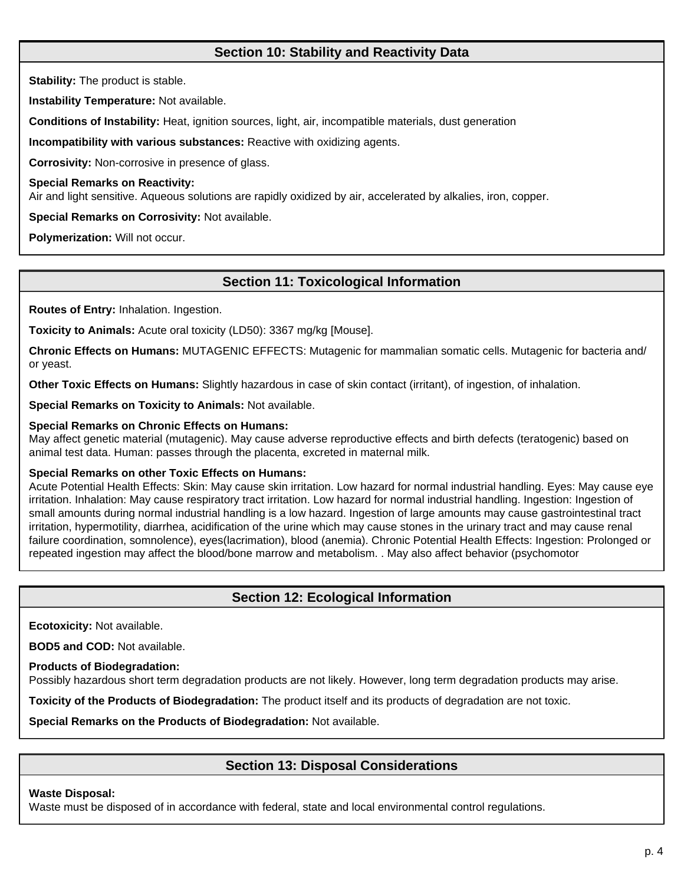## Section 10: Stability and Reactivity Data

**Stability:** The product is stable.

**Instability Temperature:** Not available.

**Conditions of Instability:** Heat, ignition sources, light, air, incompatible materials, dust generation

**Incompatibility with various substances:** Reactive with oxidizing agents.

**Corrosivity:** Non-corrosive in presence of glass.

**Special Remarks on Reactivity:**
Air and light sensitive. Aqueous solutions are rapidly oxidized by air, accelerated by alkalies, iron, copper.

**Special Remarks on Corrosivity:** Not available.

**Polymerization:** Will not occur.

## Section 11: Toxicological Information

**Routes of Entry:** Inhalation. Ingestion.

**Toxicity to Animals:** Acute oral toxicity (LD50): 3367 mg/kg [Mouse].

**Chronic Effects on Humans:** MUTAGENIC EFFECTS: Mutagenic for mammalian somatic cells. Mutagenic for bacteria and/ or yeast.

**Other Toxic Effects on Humans:** Slightly hazardous in case of skin contact (irritant), of ingestion, of inhalation.

**Special Remarks on Toxicity to Animals:** Not available.

**Special Remarks on Chronic Effects on Humans:**
May affect genetic material (mutagenic). May cause adverse reproductive effects and birth defects (teratogenic) based on animal test data. Human: passes through the placenta, excreted in maternal milk.

**Special Remarks on other Toxic Effects on Humans:**
Acute Potential Health Effects: Skin: May cause skin irritation. Low hazard for normal industrial handling. Eyes: May cause eye irritation. Inhalation: May cause respiratory tract irritation. Low hazard for normal industrial handling. Ingestion: Ingestion of small amounts during normal industrial handling is a low hazard. Ingestion of large amounts may cause gastrointestinal tract irritation, hypermotility, diarrhea, acidification of the urine which may cause stones in the urinary tract and may cause renal failure coordination, somnolence), eyes(lacrimation), blood (anemia). Chronic Potential Health Effects: Ingestion: Prolonged or repeated ingestion may affect the blood/bone marrow and metabolism. . May also affect behavior (psychomotor

## Section 12: Ecological Information

**Ecotoxicity:** Not available.

**BOD5 and COD:** Not available.

**Products of Biodegradation:**
Possibly hazardous short term degradation products are not likely. However, long term degradation products may arise.

**Toxicity of the Products of Biodegradation:** The product itself and its products of degradation are not toxic.

**Special Remarks on the Products of Biodegradation:** Not available.

## Section 13: Disposal Considerations

**Waste Disposal:**
Waste must be disposed of in accordance with federal, state and local environmental control regulations.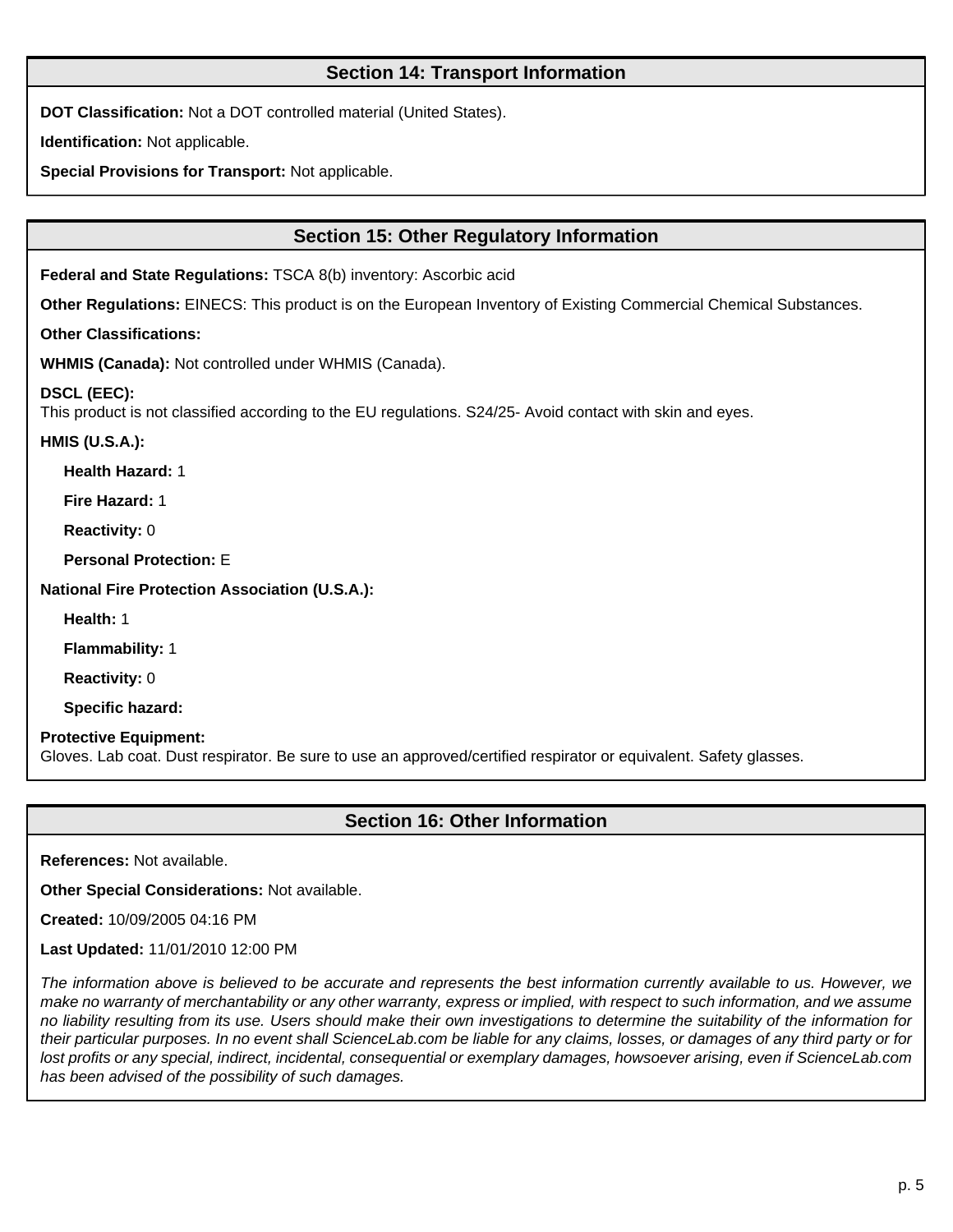## Section 14: Transport Information

**DOT Classification:** Not a DOT controlled material (United States).

**Identification:** Not applicable.

**Special Provisions for Transport:** Not applicable.

## Section 15: Other Regulatory Information

**Federal and State Regulations:** TSCA 8(b) inventory: Ascorbic acid

**Other Regulations:** EINECS: This product is on the European Inventory of Existing Commercial Chemical Substances.

**Other Classifications:**

**WHMIS (Canada):** Not controlled under WHMIS (Canada).

**DSCL (EEC):**
This product is not classified according to the EU regulations. S24/25- Avoid contact with skin and eyes.

**HMIS (U.S.A.):**

- **Health Hazard:** 1
- **Fire Hazard:** 1
- **Reactivity:** 0
- **Personal Protection:** E

**National Fire Protection Association (U.S.A.):**

- **Health:** 1
- **Flammability:** 1
- **Reactivity:** 0
- **Specific hazard:**

**Protective Equipment:**
Gloves. Lab coat. Dust respirator. Be sure to use an approved/certified respirator or equivalent. Safety glasses.

## Section 16: Other Information

**References:** Not available.

**Other Special Considerations:** Not available.

**Created:** 10/09/2005 04:16 PM

**Last Updated:** 11/01/2010 12:00 PM

*The information above is believed to be accurate and represents the best information currently available to us. However, we make no warranty of merchantability or any other warranty, express or implied, with respect to such information, and we assume no liability resulting from its use. Users should make their own investigations to determine the suitability of the information for their particular purposes. In no event shall ScienceLab.com be liable for any claims, losses, or damages of any third party or for lost profits or any special, indirect, incidental, consequential or exemplary damages, howsoever arising, even if ScienceLab.com has been advised of the possibility of such damages.*